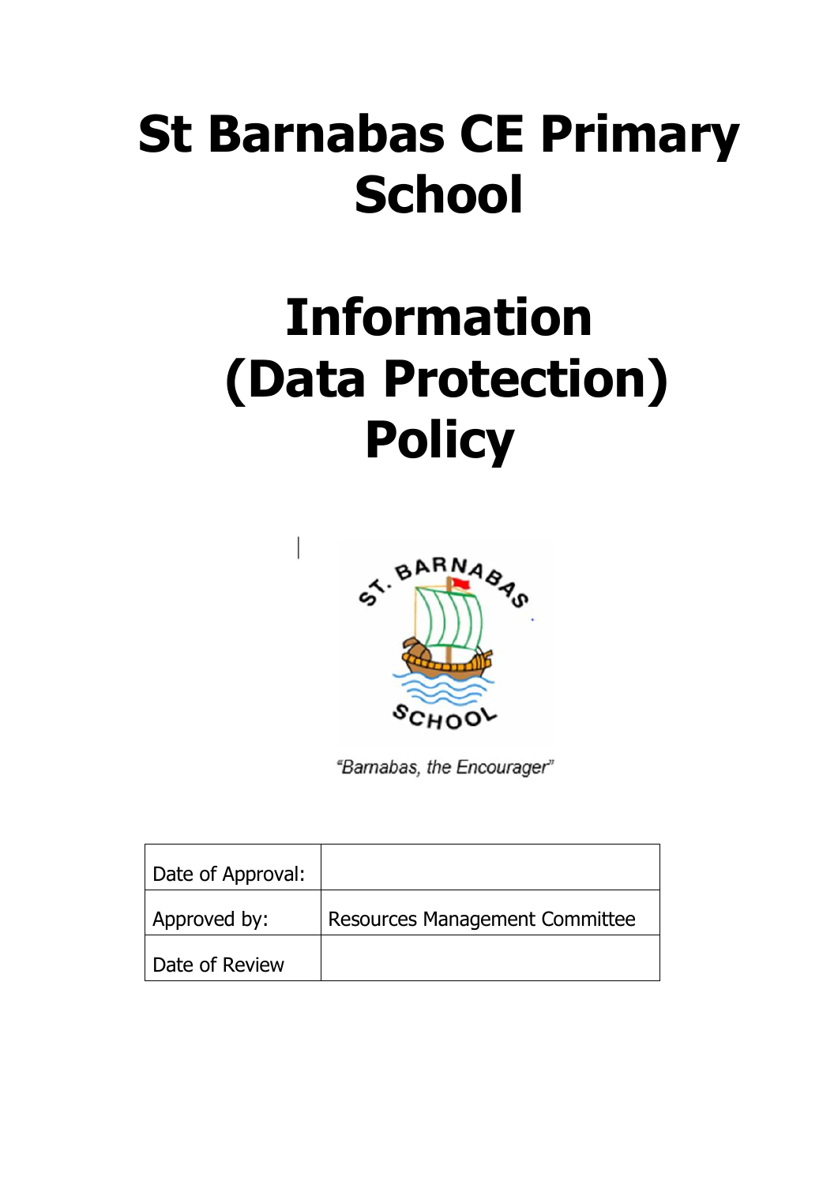# St Barnabas CE Primary School

# Information (Data Protection) Policy

"Barnabas, the Encourager"

| Date of Approval: | |
|---|---|
| Approved by: | Resources Management Committee |
| Date of Review | |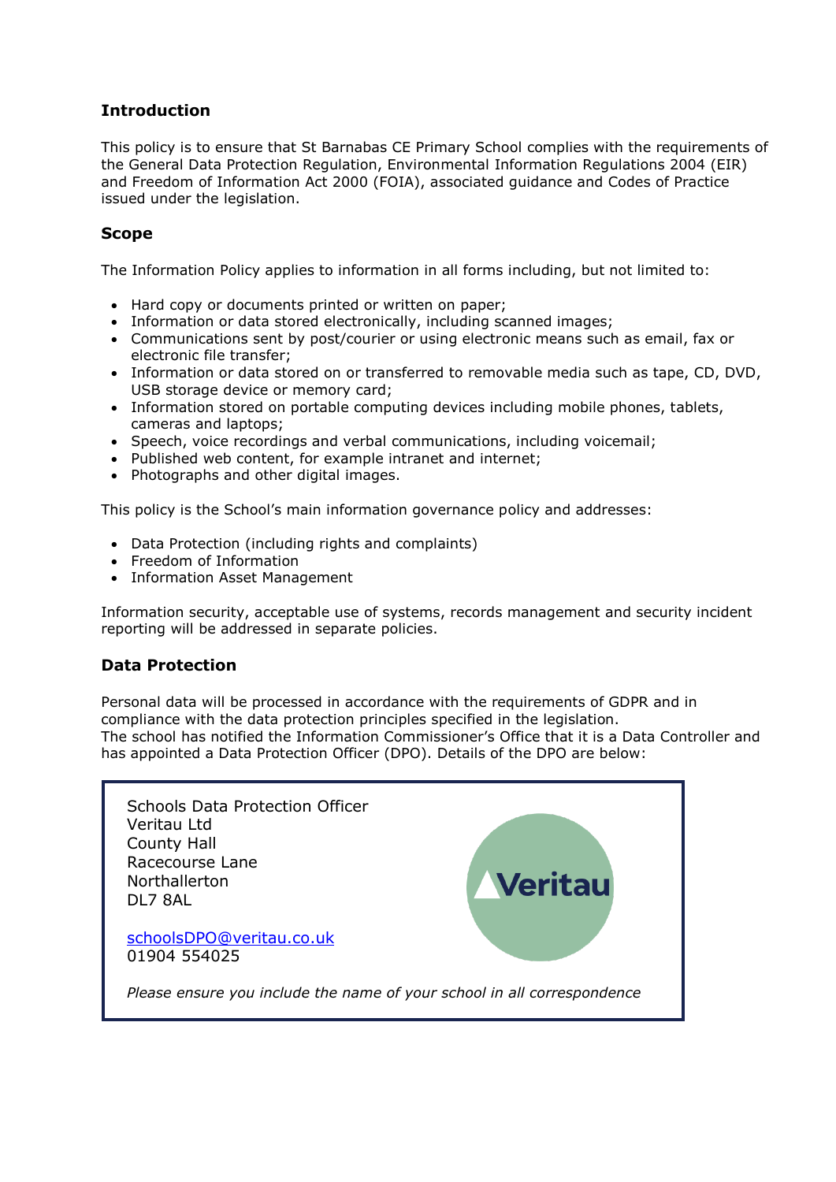## Introduction

This policy is to ensure that St Barnabas CE Primary School complies with the requirements of the General Data Protection Regulation, Environmental Information Regulations 2004 (EIR) and Freedom of Information Act 2000 (FOIA), associated guidance and Codes of Practice issued under the legislation.

## Scope

The Information Policy applies to information in all forms including, but not limited to:

- Hard copy or documents printed or written on paper;
- Information or data stored electronically, including scanned images;
- Communications sent by post/courier or using electronic means such as email, fax or electronic file transfer;
- Information or data stored on or transferred to removable media such as tape, CD, DVD, USB storage device or memory card;
- Information stored on portable computing devices including mobile phones, tablets, cameras and laptops;
- Speech, voice recordings and verbal communications, including voicemail;
- Published web content, for example intranet and internet;
- Photographs and other digital images.

This policy is the School's main information governance policy and addresses:

- Data Protection (including rights and complaints)
- Freedom of Information
- Information Asset Management

Information security, acceptable use of systems, records management and security incident reporting will be addressed in separate policies.

## Data Protection

Personal data will be processed in accordance with the requirements of GDPR and in compliance with the data protection principles specified in the legislation.
The school has notified the Information Commissioner's Office that it is a Data Controller and has appointed a Data Protection Officer (DPO). Details of the DPO are below:

Schools Data Protection Officer
Veritau Ltd
County Hall
Racecourse Lane
Northallerton
DL7 8AL

schoolsDPO@veritau.co.uk
01904 554025

*Please ensure you include the name of your school in all correspondence*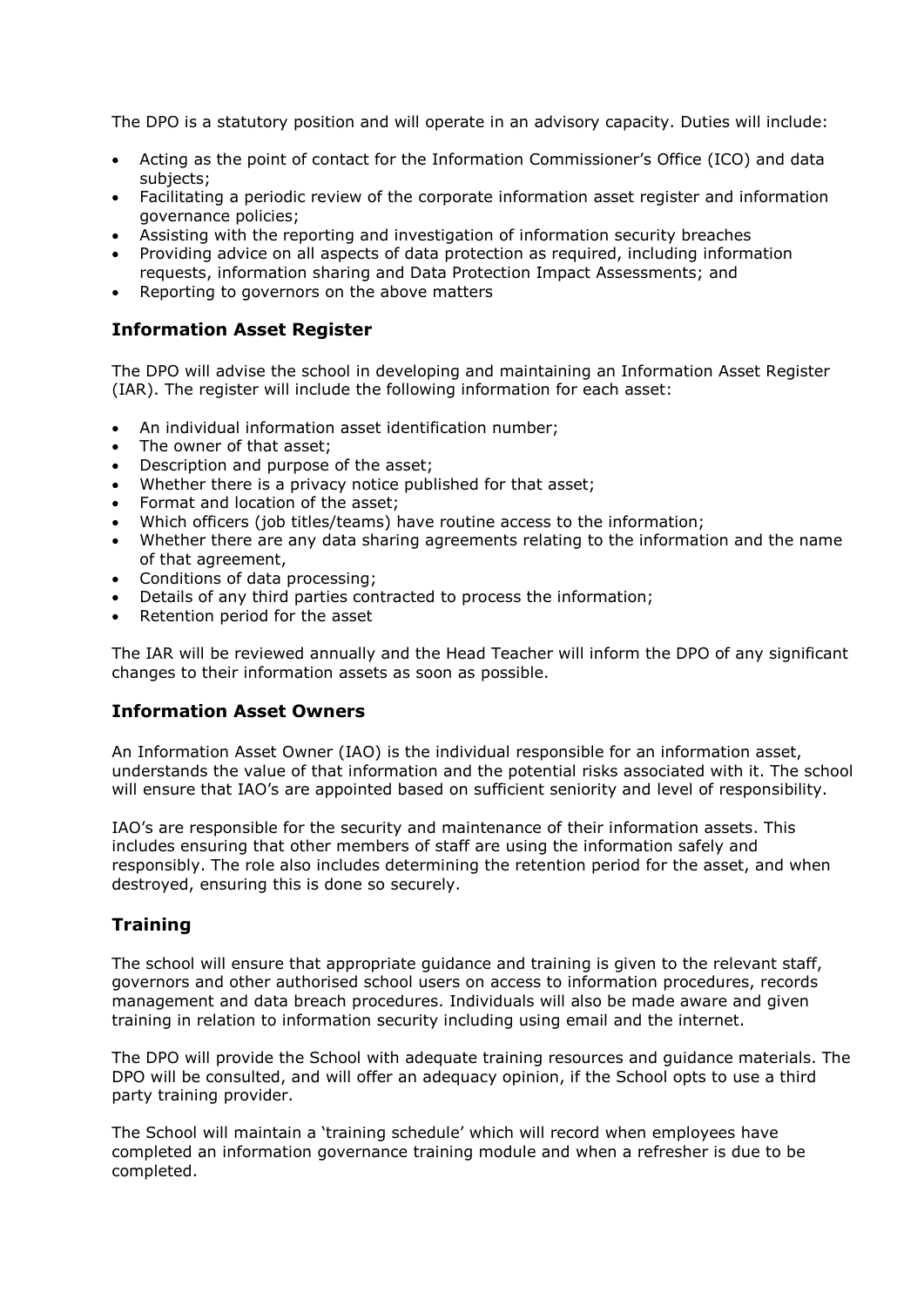The DPO is a statutory position and will operate in an advisory capacity. Duties will include:

- Acting as the point of contact for the Information Commissioner's Office (ICO) and data subjects;
- Facilitating a periodic review of the corporate information asset register and information governance policies;
- Assisting with the reporting and investigation of information security breaches
- Providing advice on all aspects of data protection as required, including information requests, information sharing and Data Protection Impact Assessments; and
- Reporting to governors on the above matters

## Information Asset Register

The DPO will advise the school in developing and maintaining an Information Asset Register (IAR). The register will include the following information for each asset:

- An individual information asset identification number;
- The owner of that asset;
- Description and purpose of the asset;
- Whether there is a privacy notice published for that asset;
- Format and location of the asset;
- Which officers (job titles/teams) have routine access to the information;
- Whether there are any data sharing agreements relating to the information and the name of that agreement,
- Conditions of data processing;
- Details of any third parties contracted to process the information;
- Retention period for the asset

The IAR will be reviewed annually and the Head Teacher will inform the DPO of any significant changes to their information assets as soon as possible.

## Information Asset Owners

An Information Asset Owner (IAO) is the individual responsible for an information asset, understands the value of that information and the potential risks associated with it. The school will ensure that IAO's are appointed based on sufficient seniority and level of responsibility.

IAO's are responsible for the security and maintenance of their information assets. This includes ensuring that other members of staff are using the information safely and responsibly. The role also includes determining the retention period for the asset, and when destroyed, ensuring this is done so securely.

## Training

The school will ensure that appropriate guidance and training is given to the relevant staff, governors and other authorised school users on access to information procedures, records management and data breach procedures. Individuals will also be made aware and given training in relation to information security including using email and the internet.

The DPO will provide the School with adequate training resources and guidance materials. The DPO will be consulted, and will offer an adequacy opinion, if the School opts to use a third party training provider.

The School will maintain a 'training schedule' which will record when employees have completed an information governance training module and when a refresher is due to be completed.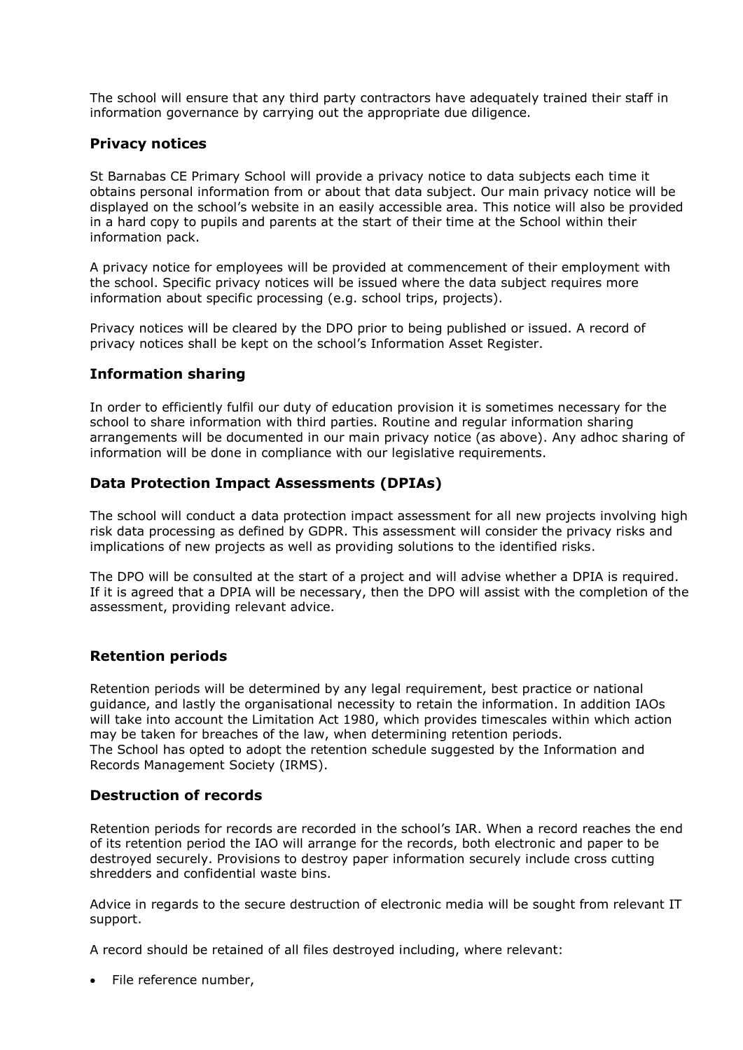The school will ensure that any third party contractors have adequately trained their staff in information governance by carrying out the appropriate due diligence.

## Privacy notices

St Barnabas CE Primary School will provide a privacy notice to data subjects each time it obtains personal information from or about that data subject. Our main privacy notice will be displayed on the school's website in an easily accessible area. This notice will also be provided in a hard copy to pupils and parents at the start of their time at the School within their information pack.

A privacy notice for employees will be provided at commencement of their employment with the school. Specific privacy notices will be issued where the data subject requires more information about specific processing (e.g. school trips, projects).

Privacy notices will be cleared by the DPO prior to being published or issued. A record of privacy notices shall be kept on the school's Information Asset Register.

## Information sharing

In order to efficiently fulfil our duty of education provision it is sometimes necessary for the school to share information with third parties. Routine and regular information sharing arrangements will be documented in our main privacy notice (as above). Any adhoc sharing of information will be done in compliance with our legislative requirements.

## Data Protection Impact Assessments (DPIAs)

The school will conduct a data protection impact assessment for all new projects involving high risk data processing as defined by GDPR. This assessment will consider the privacy risks and implications of new projects as well as providing solutions to the identified risks.

The DPO will be consulted at the start of a project and will advise whether a DPIA is required. If it is agreed that a DPIA will be necessary, then the DPO will assist with the completion of the assessment, providing relevant advice.

## Retention periods

Retention periods will be determined by any legal requirement, best practice or national guidance, and lastly the organisational necessity to retain the information. In addition IAOs will take into account the Limitation Act 1980, which provides timescales within which action may be taken for breaches of the law, when determining retention periods.
The School has opted to adopt the retention schedule suggested by the Information and Records Management Society (IRMS).

## Destruction of records

Retention periods for records are recorded in the school's IAR. When a record reaches the end of its retention period the IAO will arrange for the records, both electronic and paper to be destroyed securely. Provisions to destroy paper information securely include cross cutting shredders and confidential waste bins.

Advice in regards to the secure destruction of electronic media will be sought from relevant IT support.

A record should be retained of all files destroyed including, where relevant:

- File reference number,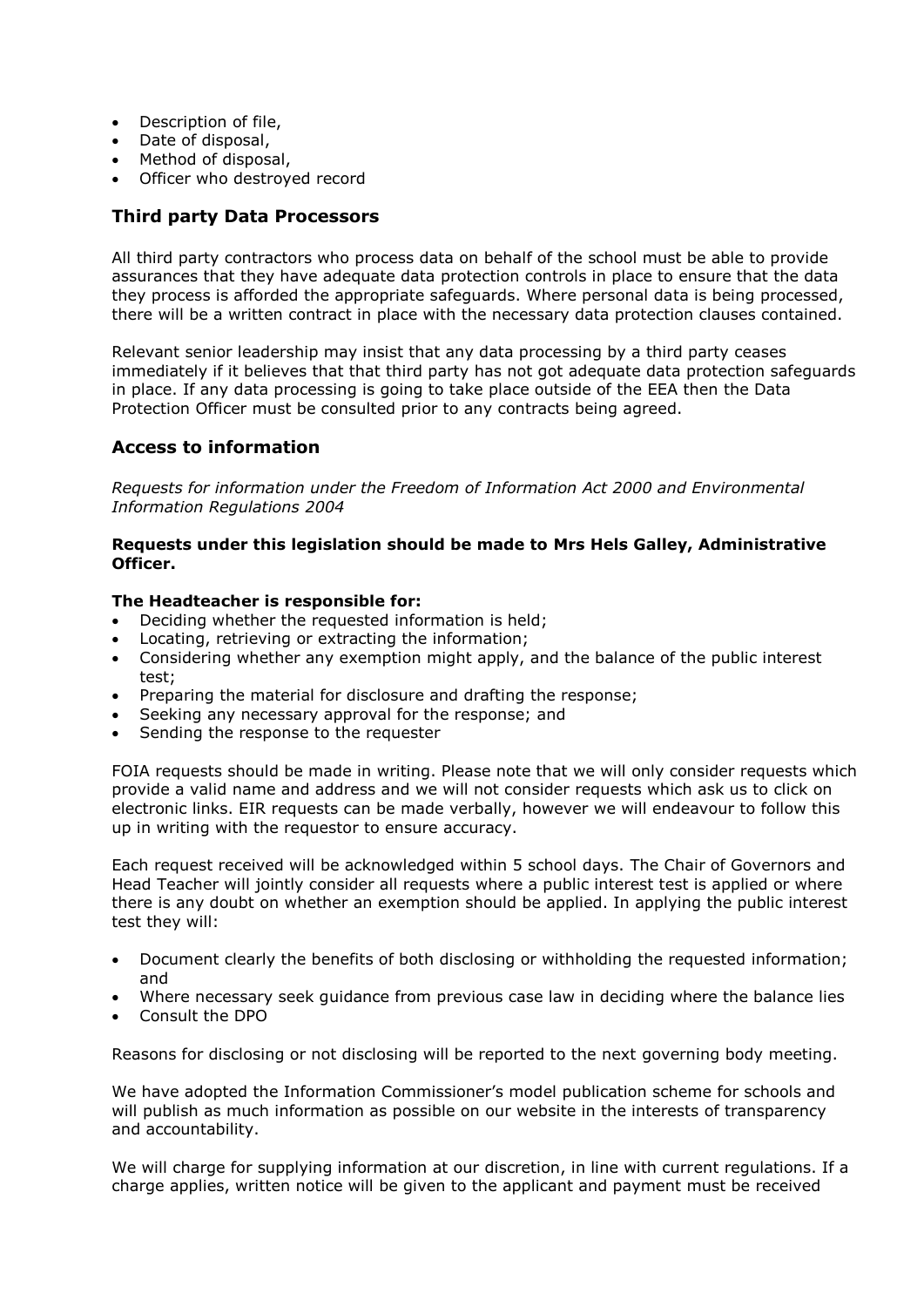- Description of file,
- Date of disposal,
- Method of disposal,
- Officer who destroyed record

## Third party Data Processors

All third party contractors who process data on behalf of the school must be able to provide assurances that they have adequate data protection controls in place to ensure that the data they process is afforded the appropriate safeguards. Where personal data is being processed, there will be a written contract in place with the necessary data protection clauses contained.

Relevant senior leadership may insist that any data processing by a third party ceases immediately if it believes that that third party has not got adequate data protection safeguards in place. If any data processing is going to take place outside of the EEA then the Data Protection Officer must be consulted prior to any contracts being agreed.

## Access to information

*Requests for information under the Freedom of Information Act 2000 and Environmental Information Regulations 2004*

**Requests under this legislation should be made to Mrs Hels Galley, Administrative Officer.**

**The Headteacher is responsible for:**

- Deciding whether the requested information is held;
- Locating, retrieving or extracting the information;
- Considering whether any exemption might apply, and the balance of the public interest test;
- Preparing the material for disclosure and drafting the response;
- Seeking any necessary approval for the response; and
- Sending the response to the requester

FOIA requests should be made in writing. Please note that we will only consider requests which provide a valid name and address and we will not consider requests which ask us to click on electronic links. EIR requests can be made verbally, however we will endeavour to follow this up in writing with the requestor to ensure accuracy.

Each request received will be acknowledged within 5 school days. The Chair of Governors and Head Teacher will jointly consider all requests where a public interest test is applied or where there is any doubt on whether an exemption should be applied. In applying the public interest test they will:

- Document clearly the benefits of both disclosing or withholding the requested information; and
- Where necessary seek guidance from previous case law in deciding where the balance lies
- Consult the DPO

Reasons for disclosing or not disclosing will be reported to the next governing body meeting.

We have adopted the Information Commissioner's model publication scheme for schools and will publish as much information as possible on our website in the interests of transparency and accountability.

We will charge for supplying information at our discretion, in line with current regulations. If a charge applies, written notice will be given to the applicant and payment must be received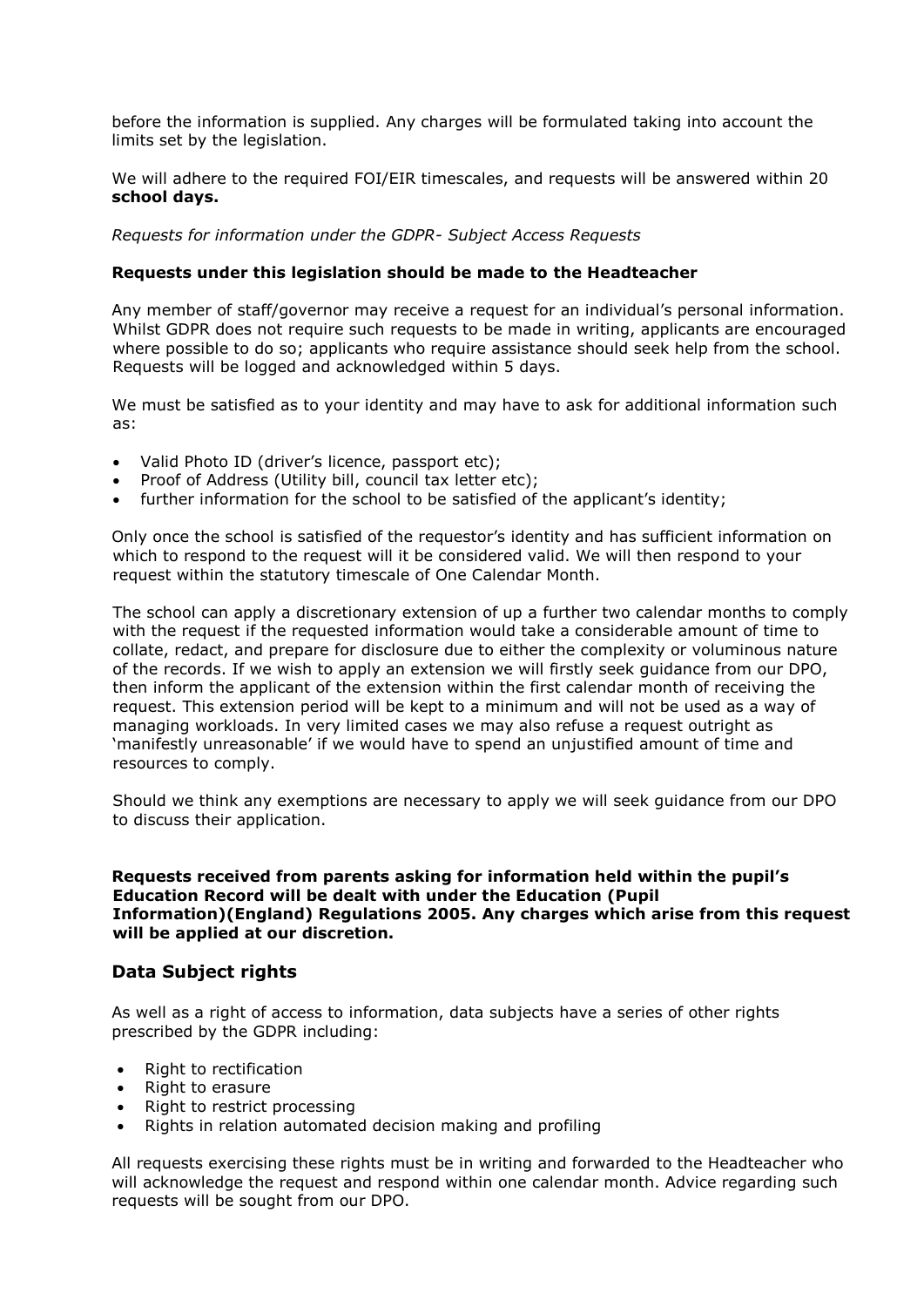before the information is supplied. Any charges will be formulated taking into account the limits set by the legislation.

We will adhere to the required FOI/EIR timescales, and requests will be answered within 20 **school days.**

*Requests for information under the GDPR- Subject Access Requests*

**Requests under this legislation should be made to the Headteacher**

Any member of staff/governor may receive a request for an individual's personal information. Whilst GDPR does not require such requests to be made in writing, applicants are encouraged where possible to do so; applicants who require assistance should seek help from the school. Requests will be logged and acknowledged within 5 days.

We must be satisfied as to your identity and may have to ask for additional information such as:

- Valid Photo ID (driver's licence, passport etc);
- Proof of Address (Utility bill, council tax letter etc);
- further information for the school to be satisfied of the applicant's identity;

Only once the school is satisfied of the requestor's identity and has sufficient information on which to respond to the request will it be considered valid. We will then respond to your request within the statutory timescale of One Calendar Month.

The school can apply a discretionary extension of up a further two calendar months to comply with the request if the requested information would take a considerable amount of time to collate, redact, and prepare for disclosure due to either the complexity or voluminous nature of the records. If we wish to apply an extension we will firstly seek guidance from our DPO, then inform the applicant of the extension within the first calendar month of receiving the request. This extension period will be kept to a minimum and will not be used as a way of managing workloads. In very limited cases we may also refuse a request outright as 'manifestly unreasonable' if we would have to spend an unjustified amount of time and resources to comply.

Should we think any exemptions are necessary to apply we will seek guidance from our DPO to discuss their application.

**Requests received from parents asking for information held within the pupil's Education Record will be dealt with under the Education (Pupil Information)(England) Regulations 2005. Any charges which arise from this request will be applied at our discretion.**

## Data Subject rights

As well as a right of access to information, data subjects have a series of other rights prescribed by the GDPR including:

- Right to rectification
- Right to erasure
- Right to restrict processing
- Rights in relation automated decision making and profiling

All requests exercising these rights must be in writing and forwarded to the Headteacher who will acknowledge the request and respond within one calendar month. Advice regarding such requests will be sought from our DPO.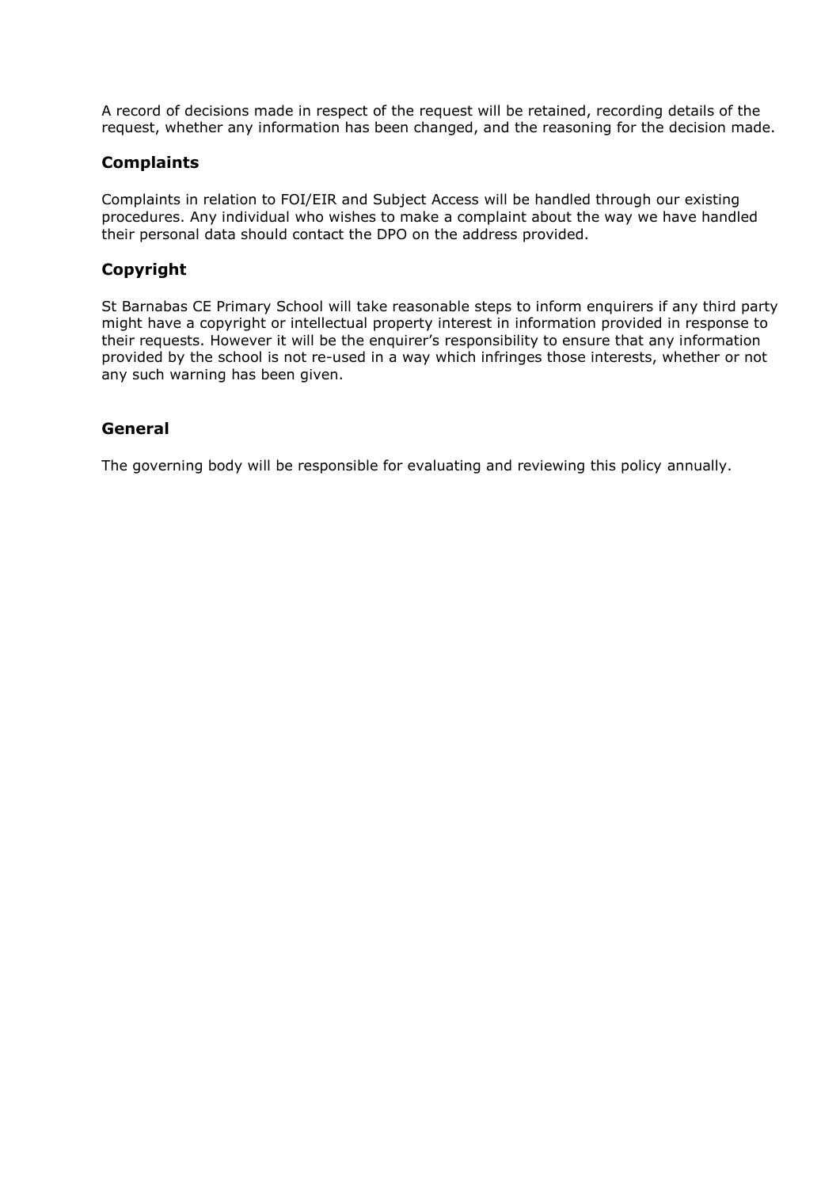A record of decisions made in respect of the request will be retained, recording details of the request, whether any information has been changed, and the reasoning for the decision made.

### Complaints

Complaints in relation to FOI/EIR and Subject Access will be handled through our existing procedures. Any individual who wishes to make a complaint about the way we have handled their personal data should contact the DPO on the address provided.

### Copyright

St Barnabas CE Primary School will take reasonable steps to inform enquirers if any third party might have a copyright or intellectual property interest in information provided in response to their requests. However it will be the enquirer's responsibility to ensure that any information provided by the school is not re-used in a way which infringes those interests, whether or not any such warning has been given.

### General

The governing body will be responsible for evaluating and reviewing this policy annually.